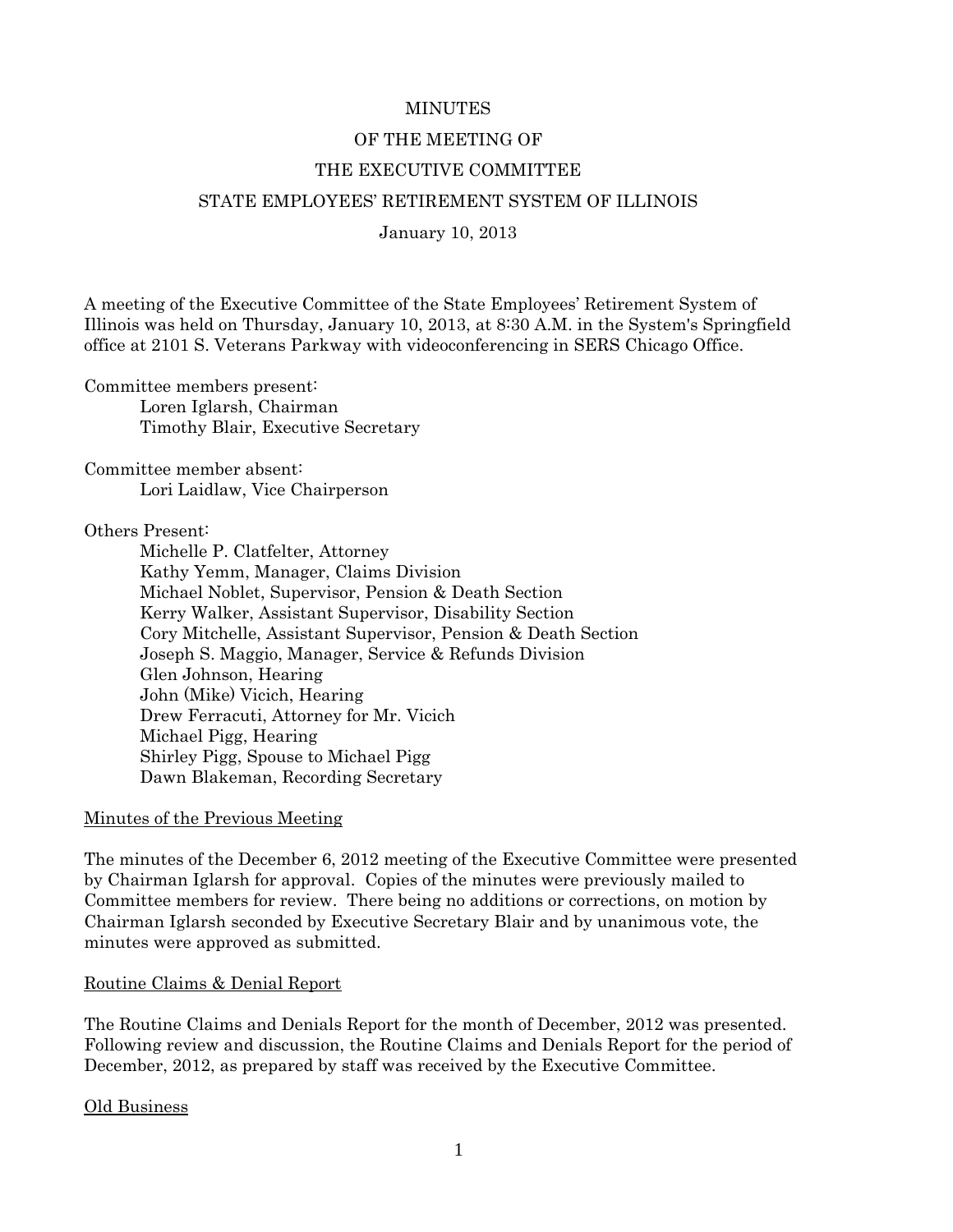# MINUTES

## OF THE MEETING OF

## THE EXECUTIVE COMMITTEE

## STATE EMPLOYEES' RETIREMENT SYSTEM OF ILLINOIS

January 10, 2013

A meeting of the Executive Committee of the State Employees' Retirement System of Illinois was held on Thursday, January 10, 2013, at 8:30 A.M. in the System's Springfield office at 2101 S. Veterans Parkway with videoconferencing in SERS Chicago Office.

Committee members present:
- Loren Iglarsh, Chairman
- Timothy Blair, Executive Secretary

Committee member absent:
- Lori Laidlaw, Vice Chairperson

Others Present:
- Michelle P. Clatfelter, Attorney
- Kathy Yemm, Manager, Claims Division
- Michael Noblet, Supervisor, Pension & Death Section
- Kerry Walker, Assistant Supervisor, Disability Section
- Cory Mitchelle, Assistant Supervisor, Pension & Death Section
- Joseph S. Maggio, Manager, Service & Refunds Division
- Glen Johnson, Hearing
- John (Mike) Vicich, Hearing
- Drew Ferracuti, Attorney for Mr. Vicich
- Michael Pigg, Hearing
- Shirley Pigg, Spouse to Michael Pigg
- Dawn Blakeman, Recording Secretary

<u>Minutes of the Previous Meeting</u>

The minutes of the December 6, 2012 meeting of the Executive Committee were presented by Chairman Iglarsh for approval. Copies of the minutes were previously mailed to Committee members for review. There being no additions or corrections, on motion by Chairman Iglarsh seconded by Executive Secretary Blair and by unanimous vote, the minutes were approved as submitted.

<u>Routine Claims & Denial Report</u>

The Routine Claims and Denials Report for the month of December, 2012 was presented. Following review and discussion, the Routine Claims and Denials Report for the period of December, 2012, as prepared by staff was received by the Executive Committee.

<u>Old Business</u>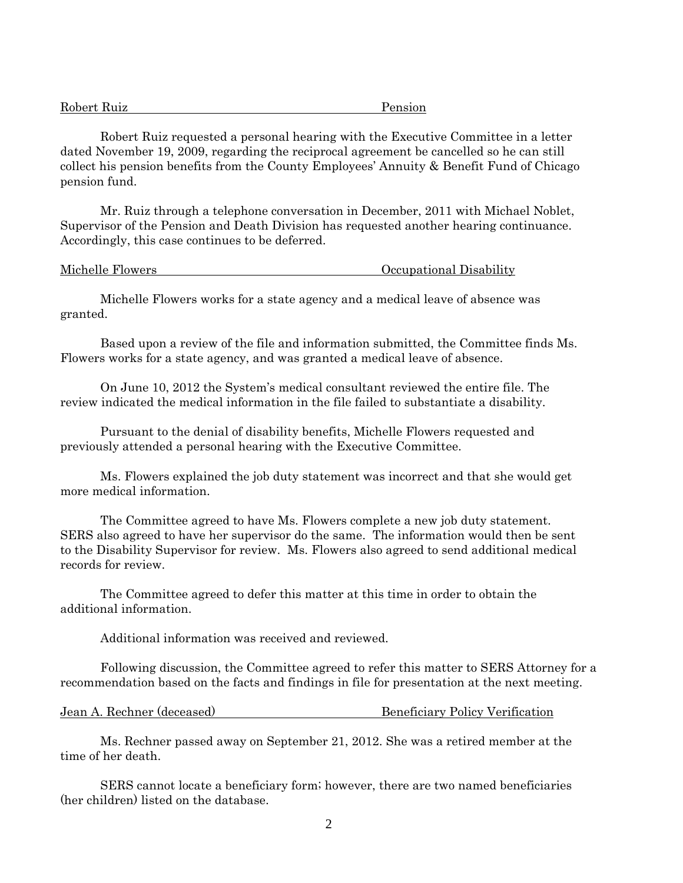Robert Ruiz Pension

Robert Ruiz requested a personal hearing with the Executive Committee in a letter dated November 19, 2009, regarding the reciprocal agreement be cancelled so he can still collect his pension benefits from the County Employees' Annuity & Benefit Fund of Chicago pension fund.

Mr. Ruiz through a telephone conversation in December, 2011 with Michael Noblet, Supervisor of the Pension and Death Division has requested another hearing continuance. Accordingly, this case continues to be deferred.

Michelle Flowers Occupational Disability

Michelle Flowers works for a state agency and a medical leave of absence was granted.

Based upon a review of the file and information submitted, the Committee finds Ms. Flowers works for a state agency, and was granted a medical leave of absence.

On June 10, 2012 the System's medical consultant reviewed the entire file. The review indicated the medical information in the file failed to substantiate a disability.

Pursuant to the denial of disability benefits, Michelle Flowers requested and previously attended a personal hearing with the Executive Committee.

Ms. Flowers explained the job duty statement was incorrect and that she would get more medical information.

The Committee agreed to have Ms. Flowers complete a new job duty statement. SERS also agreed to have her supervisor do the same. The information would then be sent to the Disability Supervisor for review. Ms. Flowers also agreed to send additional medical records for review.

The Committee agreed to defer this matter at this time in order to obtain the additional information.

Additional information was received and reviewed.

Following discussion, the Committee agreed to refer this matter to SERS Attorney for a recommendation based on the facts and findings in file for presentation at the next meeting.

Jean A. Rechner (deceased) Beneficiary Policy Verification

Ms. Rechner passed away on September 21, 2012. She was a retired member at the time of her death.

SERS cannot locate a beneficiary form; however, there are two named beneficiaries (her children) listed on the database.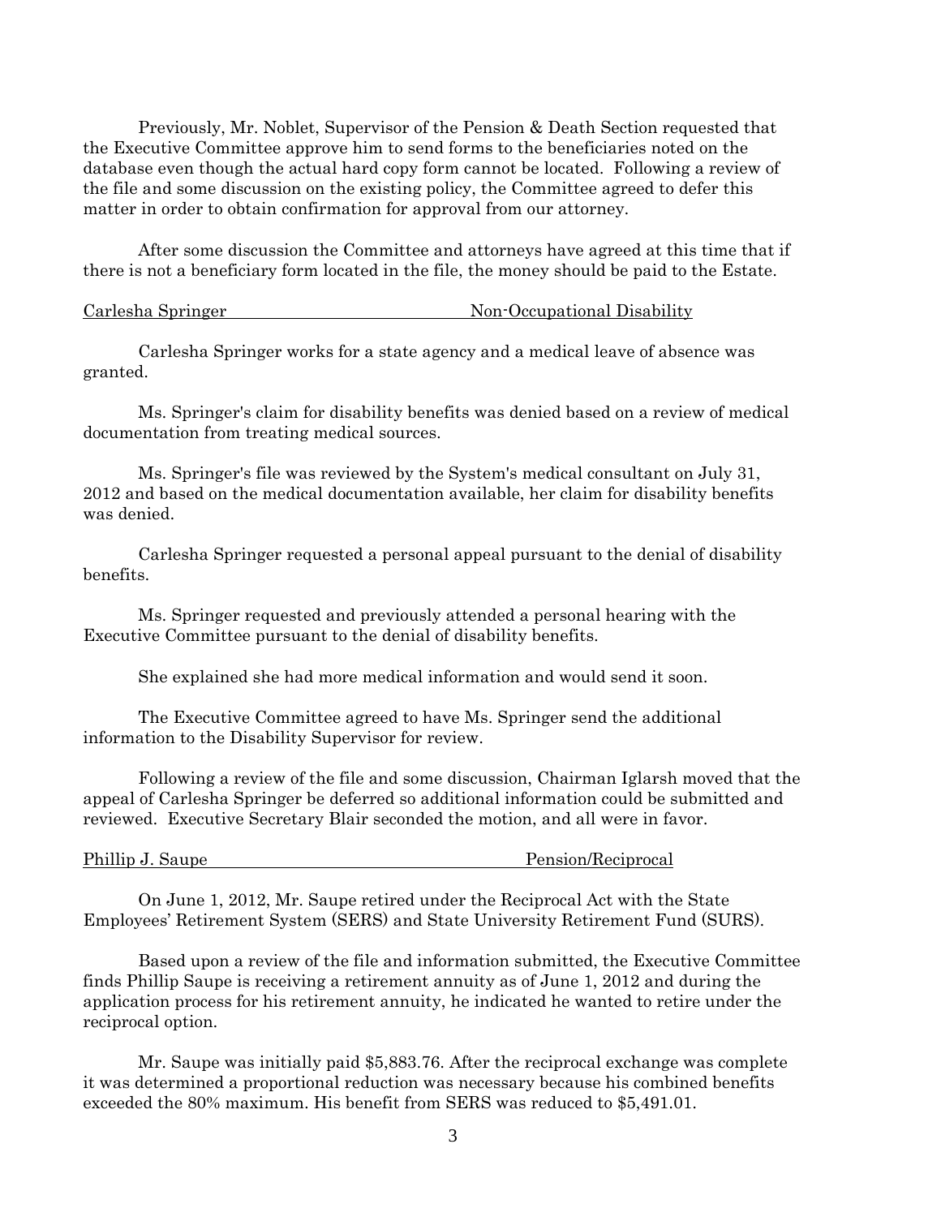Previously, Mr. Noblet, Supervisor of the Pension & Death Section requested that the Executive Committee approve him to send forms to the beneficiaries noted on the database even though the actual hard copy form cannot be located. Following a review of the file and some discussion on the existing policy, the Committee agreed to defer this matter in order to obtain confirmation for approval from our attorney.

After some discussion the Committee and attorneys have agreed at this time that if there is not a beneficiary form located in the file, the money should be paid to the Estate.

Carlesha Springer — Non-Occupational Disability

Carlesha Springer works for a state agency and a medical leave of absence was granted.

Ms. Springer's claim for disability benefits was denied based on a review of medical documentation from treating medical sources.

Ms. Springer's file was reviewed by the System's medical consultant on July 31, 2012 and based on the medical documentation available, her claim for disability benefits was denied.

Carlesha Springer requested a personal appeal pursuant to the denial of disability benefits.

Ms. Springer requested and previously attended a personal hearing with the Executive Committee pursuant to the denial of disability benefits.

She explained she had more medical information and would send it soon.

The Executive Committee agreed to have Ms. Springer send the additional information to the Disability Supervisor for review.

Following a review of the file and some discussion, Chairman Iglarsh moved that the appeal of Carlesha Springer be deferred so additional information could be submitted and reviewed. Executive Secretary Blair seconded the motion, and all were in favor.

Phillip J. Saupe — Pension/Reciprocal

On June 1, 2012, Mr. Saupe retired under the Reciprocal Act with the State Employees' Retirement System (SERS) and State University Retirement Fund (SURS).

Based upon a review of the file and information submitted, the Executive Committee finds Phillip Saupe is receiving a retirement annuity as of June 1, 2012 and during the application process for his retirement annuity, he indicated he wanted to retire under the reciprocal option.

Mr. Saupe was initially paid $5,883.76. After the reciprocal exchange was complete it was determined a proportional reduction was necessary because his combined benefits exceeded the 80% maximum. His benefit from SERS was reduced to $5,491.01.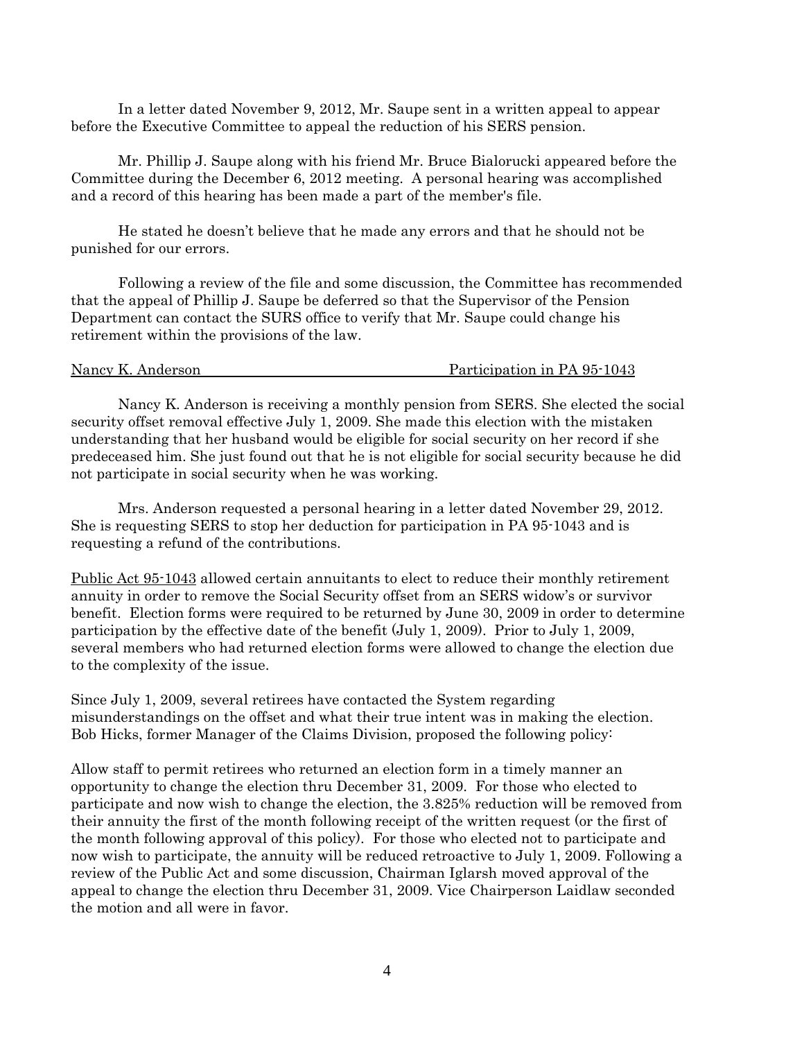In a letter dated November 9, 2012, Mr. Saupe sent in a written appeal to appear before the Executive Committee to appeal the reduction of his SERS pension.

Mr. Phillip J. Saupe along with his friend Mr. Bruce Bialorucki appeared before the Committee during the December 6, 2012 meeting. A personal hearing was accomplished and a record of this hearing has been made a part of the member's file.

He stated he doesn't believe that he made any errors and that he should not be punished for our errors.

Following a review of the file and some discussion, the Committee has recommended that the appeal of Phillip J. Saupe be deferred so that the Supervisor of the Pension Department can contact the SURS office to verify that Mr. Saupe could change his retirement within the provisions of the law.

Nancy K. Anderson — Participation in PA 95-1043

Nancy K. Anderson is receiving a monthly pension from SERS. She elected the social security offset removal effective July 1, 2009. She made this election with the mistaken understanding that her husband would be eligible for social security on her record if she predeceased him. She just found out that he is not eligible for social security because he did not participate in social security when he was working.

Mrs. Anderson requested a personal hearing in a letter dated November 29, 2012. She is requesting SERS to stop her deduction for participation in PA 95-1043 and is requesting a refund of the contributions.

Public Act 95-1043 allowed certain annuitants to elect to reduce their monthly retirement annuity in order to remove the Social Security offset from an SERS widow's or survivor benefit. Election forms were required to be returned by June 30, 2009 in order to determine participation by the effective date of the benefit (July 1, 2009). Prior to July 1, 2009, several members who had returned election forms were allowed to change the election due to the complexity of the issue.

Since July 1, 2009, several retirees have contacted the System regarding misunderstandings on the offset and what their true intent was in making the election. Bob Hicks, former Manager of the Claims Division, proposed the following policy:

Allow staff to permit retirees who returned an election form in a timely manner an opportunity to change the election thru December 31, 2009. For those who elected to participate and now wish to change the election, the 3.825% reduction will be removed from their annuity the first of the month following receipt of the written request (or the first of the month following approval of this policy). For those who elected not to participate and now wish to participate, the annuity will be reduced retroactive to July 1, 2009. Following a review of the Public Act and some discussion, Chairman Iglarsh moved approval of the appeal to change the election thru December 31, 2009. Vice Chairperson Laidlaw seconded the motion and all were in favor.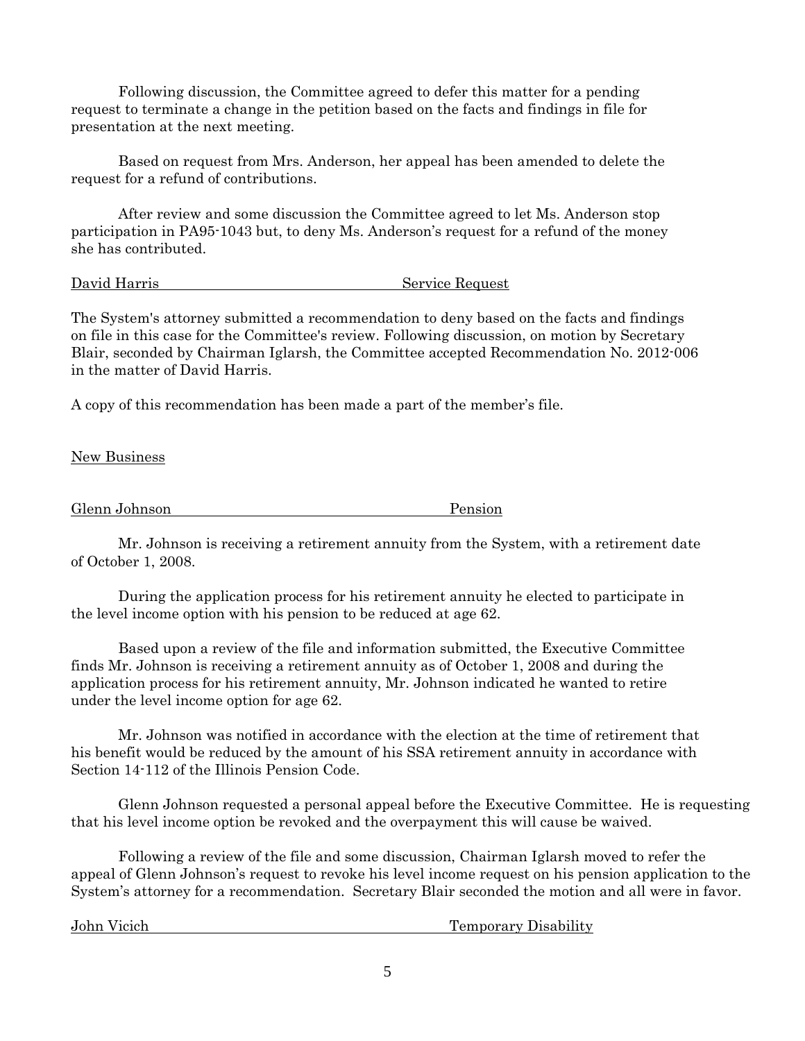Following discussion, the Committee agreed to defer this matter for a pending request to terminate a change in the petition based on the facts and findings in file for presentation at the next meeting.

Based on request from Mrs. Anderson, her appeal has been amended to delete the request for a refund of contributions.

After review and some discussion the Committee agreed to let Ms. Anderson stop participation in PA95-1043 but, to deny Ms. Anderson's request for a refund of the money she has contributed.

David Harris Service Request

The System's attorney submitted a recommendation to deny based on the facts and findings on file in this case for the Committee's review. Following discussion, on motion by Secretary Blair, seconded by Chairman Iglarsh, the Committee accepted Recommendation No. 2012-006 in the matter of David Harris.

A copy of this recommendation has been made a part of the member's file.

New Business

Glenn Johnson Pension

Mr. Johnson is receiving a retirement annuity from the System, with a retirement date of October 1, 2008.

During the application process for his retirement annuity he elected to participate in the level income option with his pension to be reduced at age 62.

Based upon a review of the file and information submitted, the Executive Committee finds Mr. Johnson is receiving a retirement annuity as of October 1, 2008 and during the application process for his retirement annuity, Mr. Johnson indicated he wanted to retire under the level income option for age 62.

Mr. Johnson was notified in accordance with the election at the time of retirement that his benefit would be reduced by the amount of his SSA retirement annuity in accordance with Section 14-112 of the Illinois Pension Code.

Glenn Johnson requested a personal appeal before the Executive Committee. He is requesting that his level income option be revoked and the overpayment this will cause be waived.

Following a review of the file and some discussion, Chairman Iglarsh moved to refer the appeal of Glenn Johnson's request to revoke his level income request on his pension application to the System's attorney for a recommendation. Secretary Blair seconded the motion and all were in favor.

John Vicich Temporary Disability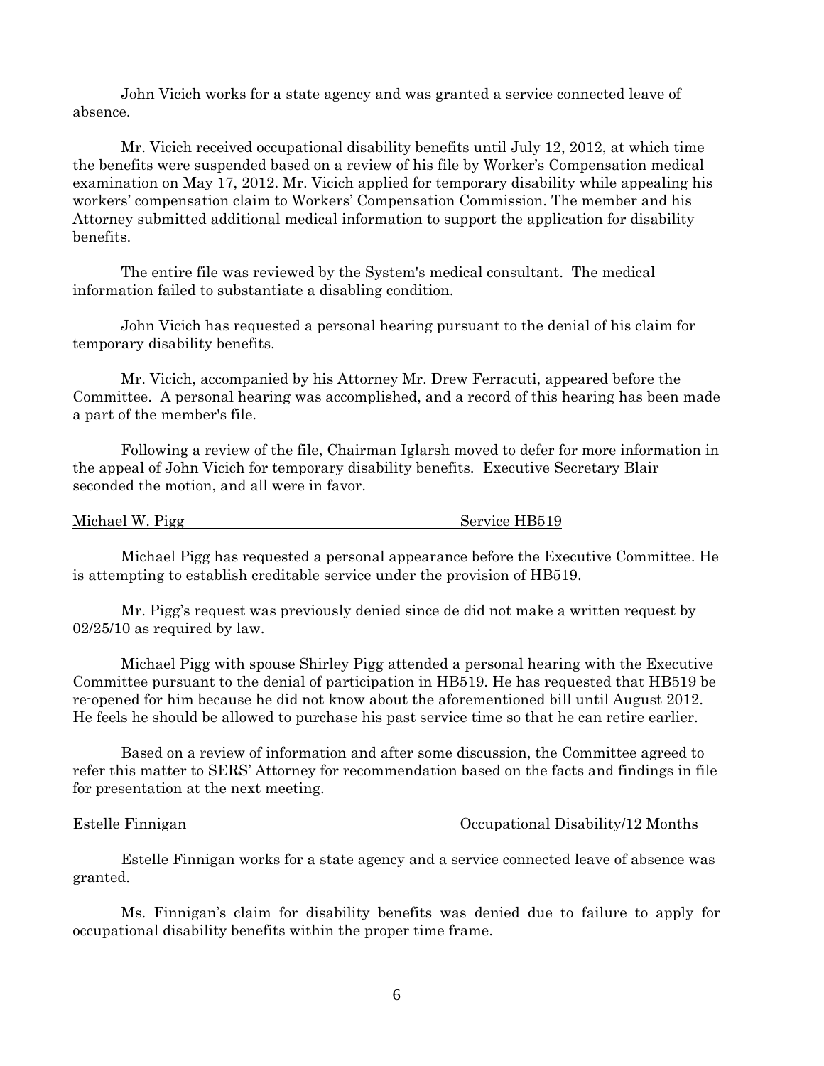John Vicich works for a state agency and was granted a service connected leave of absence.

Mr. Vicich received occupational disability benefits until July 12, 2012, at which time the benefits were suspended based on a review of his file by Worker's Compensation medical examination on May 17, 2012. Mr. Vicich applied for temporary disability while appealing his workers' compensation claim to Workers' Compensation Commission. The member and his Attorney submitted additional medical information to support the application for disability benefits.

The entire file was reviewed by the System's medical consultant. The medical information failed to substantiate a disabling condition.

John Vicich has requested a personal hearing pursuant to the denial of his claim for temporary disability benefits.

Mr. Vicich, accompanied by his Attorney Mr. Drew Ferracuti, appeared before the Committee. A personal hearing was accomplished, and a record of this hearing has been made a part of the member's file.

Following a review of the file, Chairman Iglarsh moved to defer for more information in the appeal of John Vicich for temporary disability benefits. Executive Secretary Blair seconded the motion, and all were in favor.

<u>Michael W. Pigg Service HB519</u>

Michael Pigg has requested a personal appearance before the Executive Committee. He is attempting to establish creditable service under the provision of HB519.

Mr. Pigg's request was previously denied since de did not make a written request by 02/25/10 as required by law.

Michael Pigg with spouse Shirley Pigg attended a personal hearing with the Executive Committee pursuant to the denial of participation in HB519. He has requested that HB519 be re-opened for him because he did not know about the aforementioned bill until August 2012. He feels he should be allowed to purchase his past service time so that he can retire earlier.

Based on a review of information and after some discussion, the Committee agreed to refer this matter to SERS' Attorney for recommendation based on the facts and findings in file for presentation at the next meeting.

<u>Estelle Finnigan Occupational Disability/12 Months</u>

Estelle Finnigan works for a state agency and a service connected leave of absence was granted.

Ms. Finnigan's claim for disability benefits was denied due to failure to apply for occupational disability benefits within the proper time frame.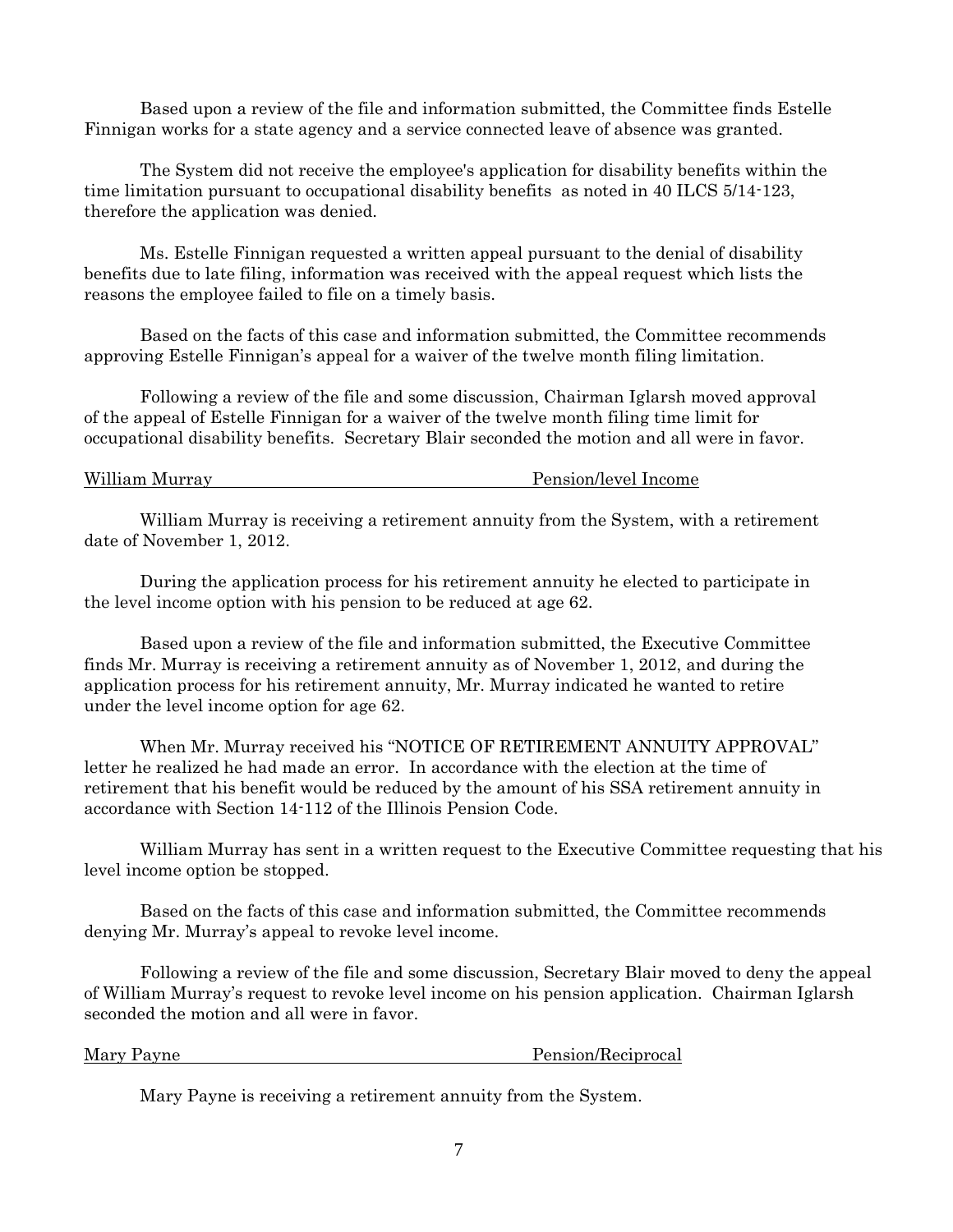Based upon a review of the file and information submitted, the Committee finds Estelle Finnigan works for a state agency and a service connected leave of absence was granted.

The System did not receive the employee's application for disability benefits within the time limitation pursuant to occupational disability benefits as noted in 40 ILCS 5/14-123, therefore the application was denied.

Ms. Estelle Finnigan requested a written appeal pursuant to the denial of disability benefits due to late filing, information was received with the appeal request which lists the reasons the employee failed to file on a timely basis.

Based on the facts of this case and information submitted, the Committee recommends approving Estelle Finnigan's appeal for a waiver of the twelve month filing limitation.

Following a review of the file and some discussion, Chairman Iglarsh moved approval of the appeal of Estelle Finnigan for a waiver of the twelve month filing time limit for occupational disability benefits. Secretary Blair seconded the motion and all were in favor.

William Murray — Pension/level Income

William Murray is receiving a retirement annuity from the System, with a retirement date of November 1, 2012.

During the application process for his retirement annuity he elected to participate in the level income option with his pension to be reduced at age 62.

Based upon a review of the file and information submitted, the Executive Committee finds Mr. Murray is receiving a retirement annuity as of November 1, 2012, and during the application process for his retirement annuity, Mr. Murray indicated he wanted to retire under the level income option for age 62.

When Mr. Murray received his "NOTICE OF RETIREMENT ANNUITY APPROVAL" letter he realized he had made an error. In accordance with the election at the time of retirement that his benefit would be reduced by the amount of his SSA retirement annuity in accordance with Section 14-112 of the Illinois Pension Code.

William Murray has sent in a written request to the Executive Committee requesting that his level income option be stopped.

Based on the facts of this case and information submitted, the Committee recommends denying Mr. Murray's appeal to revoke level income.

Following a review of the file and some discussion, Secretary Blair moved to deny the appeal of William Murray's request to revoke level income on his pension application. Chairman Iglarsh seconded the motion and all were in favor.

Mary Payne — Pension/Reciprocal

Mary Payne is receiving a retirement annuity from the System.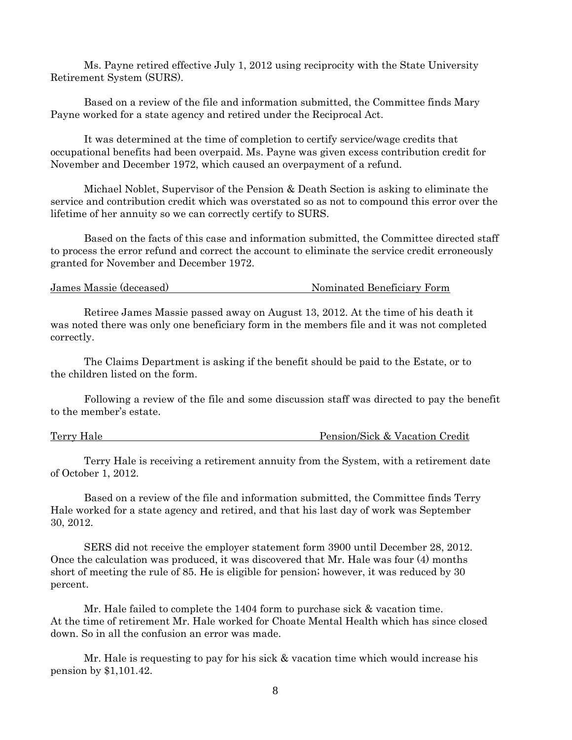Ms. Payne retired effective July 1, 2012 using reciprocity with the State University Retirement System (SURS).

Based on a review of the file and information submitted, the Committee finds Mary Payne worked for a state agency and retired under the Reciprocal Act.

It was determined at the time of completion to certify service/wage credits that occupational benefits had been overpaid. Ms. Payne was given excess contribution credit for November and December 1972, which caused an overpayment of a refund.

Michael Noblet, Supervisor of the Pension & Death Section is asking to eliminate the service and contribution credit which was overstated so as not to compound this error over the lifetime of her annuity so we can correctly certify to SURS.

Based on the facts of this case and information submitted, the Committee directed staff to process the error refund and correct the account to eliminate the service credit erroneously granted for November and December 1972.

<u>James Massie (deceased)</u> <u>Nominated Beneficiary Form</u>

Retiree James Massie passed away on August 13, 2012. At the time of his death it was noted there was only one beneficiary form in the members file and it was not completed correctly.

The Claims Department is asking if the benefit should be paid to the Estate, or to the children listed on the form.

Following a review of the file and some discussion staff was directed to pay the benefit to the member's estate.

<u>Terry Hale</u> <u>Pension/Sick & Vacation Credit</u>

Terry Hale is receiving a retirement annuity from the System, with a retirement date of October 1, 2012.

Based on a review of the file and information submitted, the Committee finds Terry Hale worked for a state agency and retired, and that his last day of work was September 30, 2012.

SERS did not receive the employer statement form 3900 until December 28, 2012. Once the calculation was produced, it was discovered that Mr. Hale was four (4) months short of meeting the rule of 85. He is eligible for pension; however, it was reduced by 30 percent.

Mr. Hale failed to complete the 1404 form to purchase sick & vacation time. At the time of retirement Mr. Hale worked for Choate Mental Health which has since closed down. So in all the confusion an error was made.

Mr. Hale is requesting to pay for his sick & vacation time which would increase his pension by $1,101.42.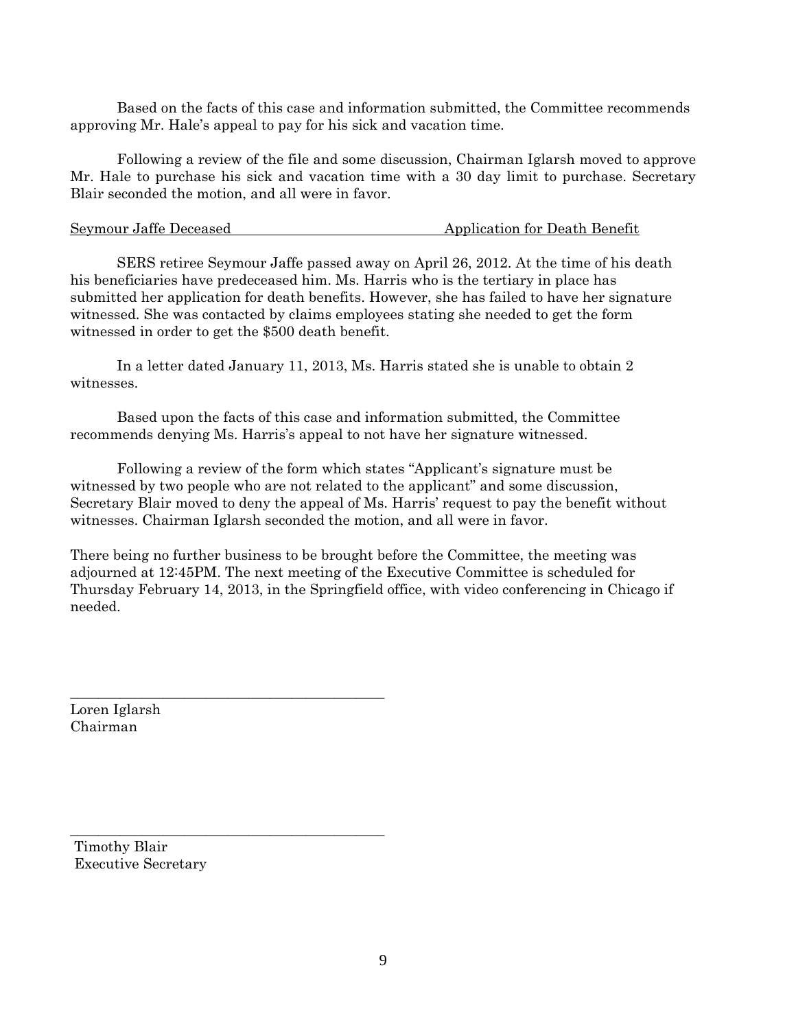Based on the facts of this case and information submitted, the Committee recommends approving Mr. Hale's appeal to pay for his sick and vacation time.

Following a review of the file and some discussion, Chairman Iglarsh moved to approve Mr. Hale to purchase his sick and vacation time with a 30 day limit to purchase. Secretary Blair seconded the motion, and all were in favor.

Seymour Jaffe Deceased — Application for Death Benefit

SERS retiree Seymour Jaffe passed away on April 26, 2012. At the time of his death his beneficiaries have predeceased him. Ms. Harris who is the tertiary in place has submitted her application for death benefits. However, she has failed to have her signature witnessed. She was contacted by claims employees stating she needed to get the form witnessed in order to get the $500 death benefit.

In a letter dated January 11, 2013, Ms. Harris stated she is unable to obtain 2 witnesses.

Based upon the facts of this case and information submitted, the Committee recommends denying Ms. Harris's appeal to not have her signature witnessed.

Following a review of the form which states "Applicant's signature must be witnessed by two people who are not related to the applicant" and some discussion, Secretary Blair moved to deny the appeal of Ms. Harris' request to pay the benefit without witnesses. Chairman Iglarsh seconded the motion, and all were in favor.

There being no further business to be brought before the Committee, the meeting was adjourned at 12:45PM. The next meeting of the Executive Committee is scheduled for Thursday February 14, 2013, in the Springfield office, with video conferencing in Chicago if needed.

\_\_\_\_\_\_\_\_\_\_\_\_\_\_\_\_\_\_\_\_\_\_\_\_\_\_\_\_\_\_\_\_\_\_\_\_\_\_\_\_\_\_\_\_

Loren Iglarsh
Chairman

\_\_\_\_\_\_\_\_\_\_\_\_\_\_\_\_\_\_\_\_\_\_\_\_\_\_\_\_\_\_\_\_\_\_\_\_\_\_\_\_\_\_\_\_

Timothy Blair
Executive Secretary